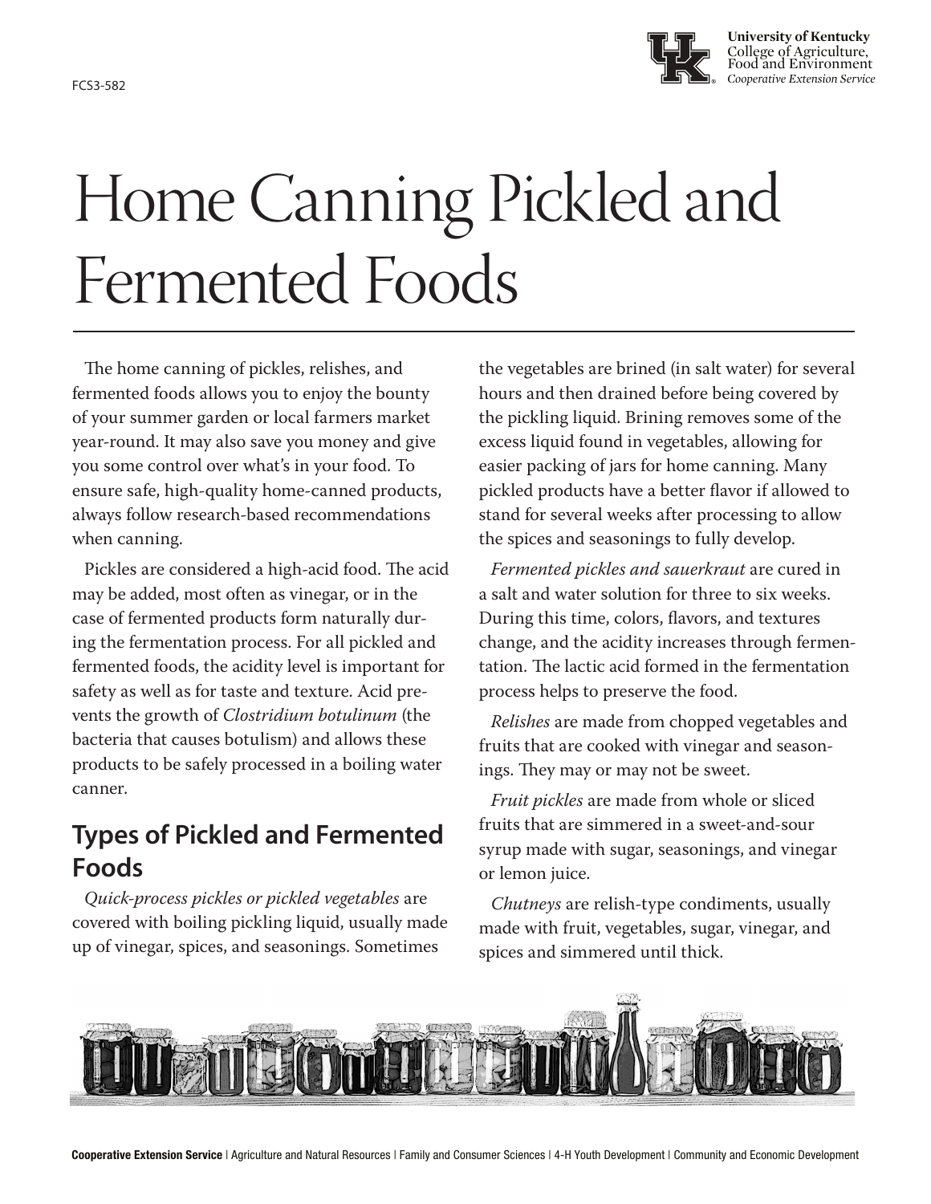FCS3-582

University of Kentucky
College of Agriculture, Food and Environment
*Cooperative Extension Service*

# Home Canning Pickled and Fermented Foods

The home canning of pickles, relishes, and fermented foods allows you to enjoy the bounty of your summer garden or local farmers market year-round. It may also save you money and give you some control over what's in your food. To ensure safe, high-quality home-canned products, always follow research-based recommendations when canning.

Pickles are considered a high-acid food. The acid may be added, most often as vinegar, or in the case of fermented products form naturally during the fermentation process. For all pickled and fermented foods, the acidity level is important for safety as well as for taste and texture. Acid prevents the growth of *Clostridium botulinum* (the bacteria that causes botulism) and allows these products to be safely processed in a boiling water canner.

## Types of Pickled and Fermented Foods

*Quick-process pickles or pickled vegetables* are covered with boiling pickling liquid, usually made up of vinegar, spices, and seasonings. Sometimes the vegetables are brined (in salt water) for several hours and then drained before being covered by the pickling liquid. Brining removes some of the excess liquid found in vegetables, allowing for easier packing of jars for home canning. Many pickled products have a better flavor if allowed to stand for several weeks after processing to allow the spices and seasonings to fully develop.

*Fermented pickles and sauerkraut* are cured in a salt and water solution for three to six weeks. During this time, colors, flavors, and textures change, and the acidity increases through fermentation. The lactic acid formed in the fermentation process helps to preserve the food.

*Relishes* are made from chopped vegetables and fruits that are cooked with vinegar and seasonings. They may or may not be sweet.

*Fruit pickles* are made from whole or sliced fruits that are simmered in a sweet-and-sour syrup made with sugar, seasonings, and vinegar or lemon juice.

*Chutneys* are relish-type condiments, usually made with fruit, vegetables, sugar, vinegar, and spices and simmered until thick.

**Cooperative Extension Service** | Agriculture and Natural Resources | Family and Consumer Sciences | 4-H Youth Development | Community and Economic Development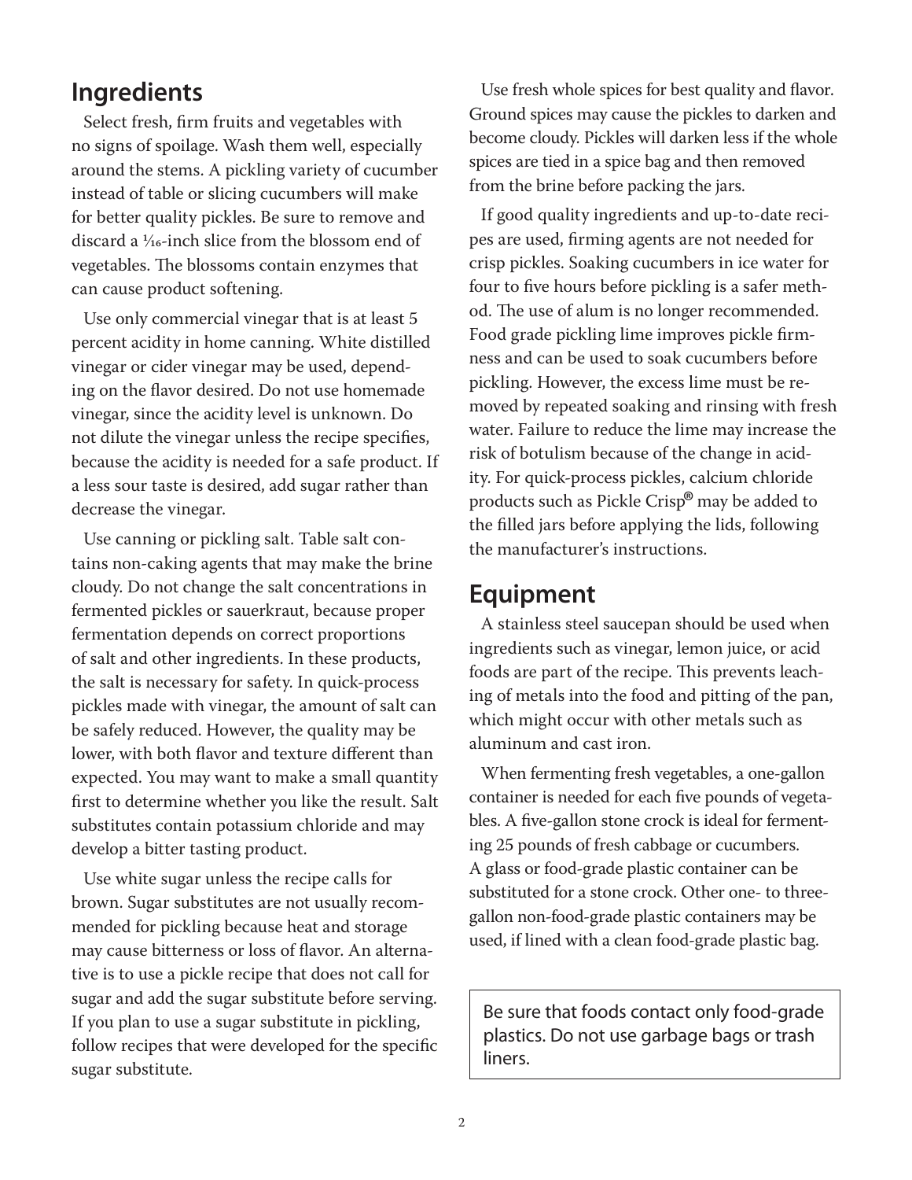## Ingredients

Select fresh, firm fruits and vegetables with no signs of spoilage. Wash them well, especially around the stems. A pickling variety of cucumber instead of table or slicing cucumbers will make for better quality pickles. Be sure to remove and discard a 1⁄16-inch slice from the blossom end of vegetables. The blossoms contain enzymes that can cause product softening.

Use only commercial vinegar that is at least 5 percent acidity in home canning. White distilled vinegar or cider vinegar may be used, depending on the flavor desired. Do not use homemade vinegar, since the acidity level is unknown. Do not dilute the vinegar unless the recipe specifies, because the acidity is needed for a safe product. If a less sour taste is desired, add sugar rather than decrease the vinegar.

Use canning or pickling salt. Table salt contains non-caking agents that may make the brine cloudy. Do not change the salt concentrations in fermented pickles or sauerkraut, because proper fermentation depends on correct proportions of salt and other ingredients. In these products, the salt is necessary for safety. In quick-process pickles made with vinegar, the amount of salt can be safely reduced. However, the quality may be lower, with both flavor and texture different than expected. You may want to make a small quantity first to determine whether you like the result. Salt substitutes contain potassium chloride and may develop a bitter tasting product.

Use white sugar unless the recipe calls for brown. Sugar substitutes are not usually recommended for pickling because heat and storage may cause bitterness or loss of flavor. An alternative is to use a pickle recipe that does not call for sugar and add the sugar substitute before serving. If you plan to use a sugar substitute in pickling, follow recipes that were developed for the specific sugar substitute.

Use fresh whole spices for best quality and flavor. Ground spices may cause the pickles to darken and become cloudy. Pickles will darken less if the whole spices are tied in a spice bag and then removed from the brine before packing the jars.

If good quality ingredients and up-to-date recipes are used, firming agents are not needed for crisp pickles. Soaking cucumbers in ice water for four to five hours before pickling is a safer method. The use of alum is no longer recommended. Food grade pickling lime improves pickle firmness and can be used to soak cucumbers before pickling. However, the excess lime must be removed by repeated soaking and rinsing with fresh water. Failure to reduce the lime may increase the risk of botulism because of the change in acidity. For quick-process pickles, calcium chloride products such as Pickle Crisp® may be added to the filled jars before applying the lids, following the manufacturer's instructions.

## Equipment

A stainless steel saucepan should be used when ingredients such as vinegar, lemon juice, or acid foods are part of the recipe. This prevents leaching of metals into the food and pitting of the pan, which might occur with other metals such as aluminum and cast iron.

When fermenting fresh vegetables, a one-gallon container is needed for each five pounds of vegetables. A five-gallon stone crock is ideal for fermenting 25 pounds of fresh cabbage or cucumbers. A glass or food-grade plastic container can be substituted for a stone crock. Other one- to three-gallon non-food-grade plastic containers may be used, if lined with a clean food-grade plastic bag.

> Be sure that foods contact only food-grade plastics. Do not use garbage bags or trash liners.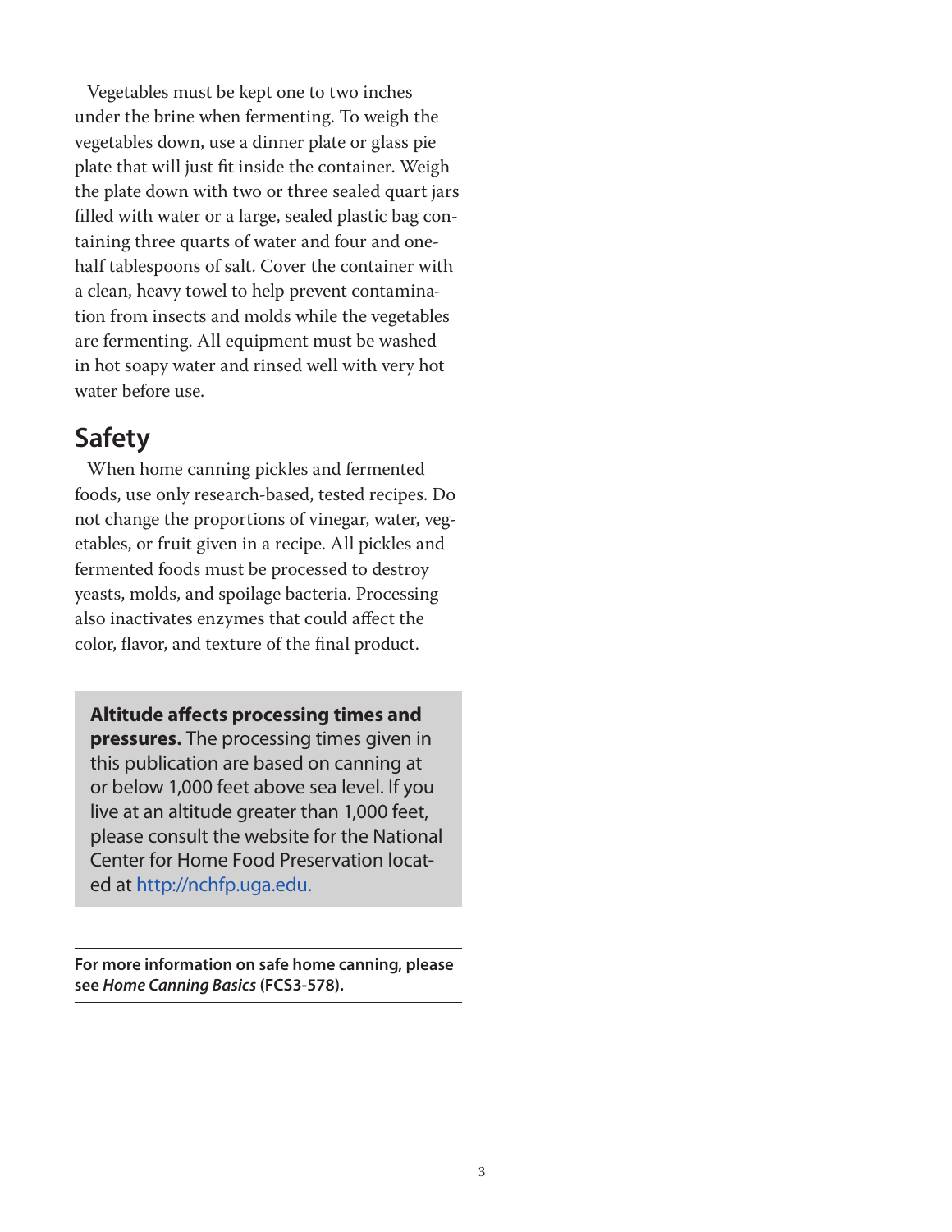Vegetables must be kept one to two inches under the brine when fermenting. To weigh the vegetables down, use a dinner plate or glass pie plate that will just fit inside the container. Weigh the plate down with two or three sealed quart jars filled with water or a large, sealed plastic bag containing three quarts of water and four and one-half tablespoons of salt. Cover the container with a clean, heavy towel to help prevent contamination from insects and molds while the vegetables are fermenting. All equipment must be washed in hot soapy water and rinsed well with very hot water before use.

## Safety

When home canning pickles and fermented foods, use only research-based, tested recipes. Do not change the proportions of vinegar, water, vegetables, or fruit given in a recipe. All pickles and fermented foods must be processed to destroy yeasts, molds, and spoilage bacteria. Processing also inactivates enzymes that could affect the color, flavor, and texture of the final product.

> **Altitude affects processing times and pressures.** The processing times given in this publication are based on canning at or below 1,000 feet above sea level. If you live at an altitude greater than 1,000 feet, please consult the website for the National Center for Home Food Preservation located at http://nchfp.uga.edu.

---

**For more information on safe home canning, please see *Home Canning Basics* (FCS3-578).**

---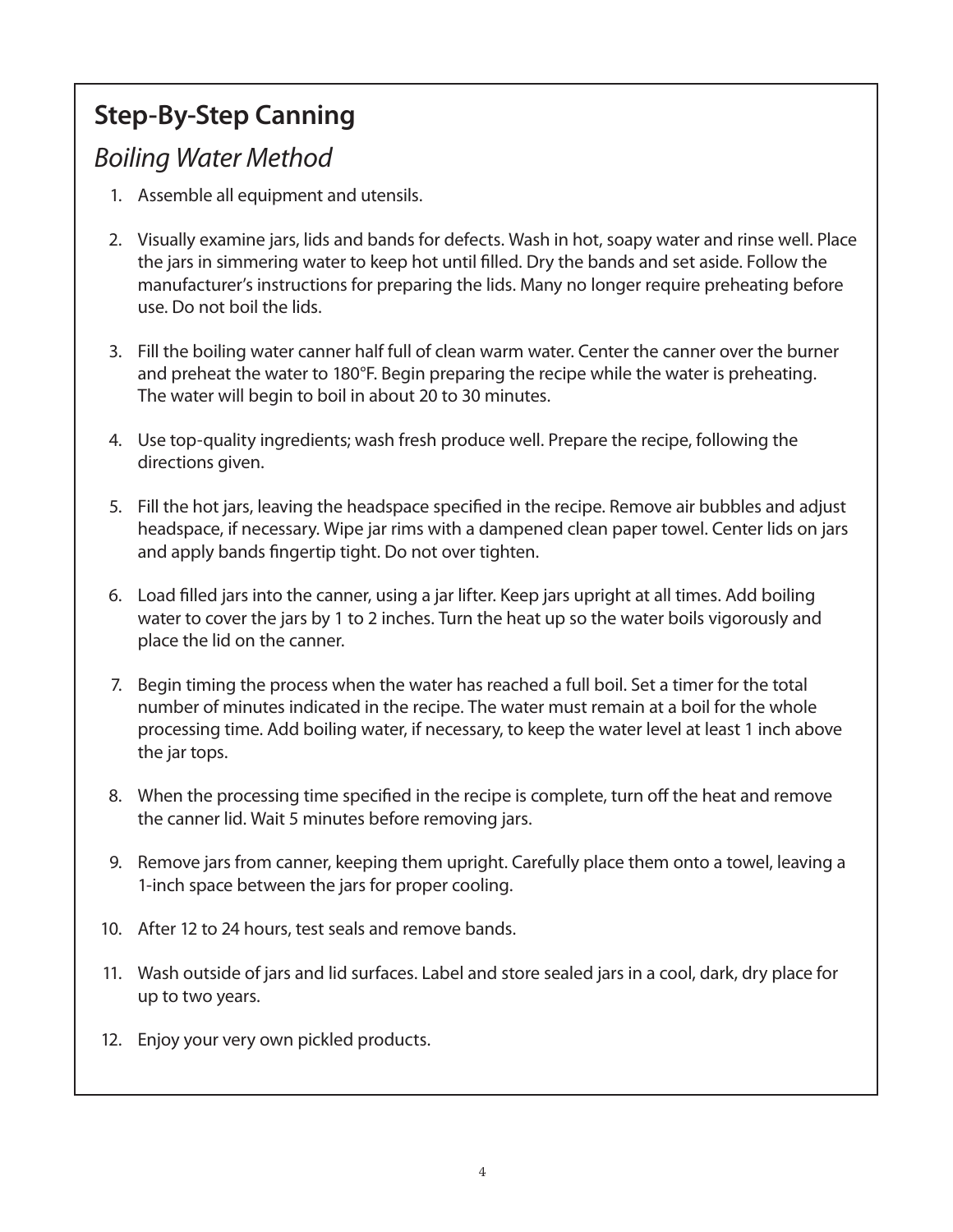## Step-By-Step Canning

### *Boiling Water Method*

1. Assemble all equipment and utensils.

2. Visually examine jars, lids and bands for defects. Wash in hot, soapy water and rinse well. Place the jars in simmering water to keep hot until filled. Dry the bands and set aside. Follow the manufacturer's instructions for preparing the lids. Many no longer require preheating before use. Do not boil the lids.

3. Fill the boiling water canner half full of clean warm water. Center the canner over the burner and preheat the water to 180°F. Begin preparing the recipe while the water is preheating. The water will begin to boil in about 20 to 30 minutes.

4. Use top-quality ingredients; wash fresh produce well. Prepare the recipe, following the directions given.

5. Fill the hot jars, leaving the headspace specified in the recipe. Remove air bubbles and adjust headspace, if necessary. Wipe jar rims with a dampened clean paper towel. Center lids on jars and apply bands fingertip tight. Do not over tighten.

6. Load filled jars into the canner, using a jar lifter. Keep jars upright at all times. Add boiling water to cover the jars by 1 to 2 inches. Turn the heat up so the water boils vigorously and place the lid on the canner.

7. Begin timing the process when the water has reached a full boil. Set a timer for the total number of minutes indicated in the recipe. The water must remain at a boil for the whole processing time. Add boiling water, if necessary, to keep the water level at least 1 inch above the jar tops.

8. When the processing time specified in the recipe is complete, turn off the heat and remove the canner lid. Wait 5 minutes before removing jars.

9. Remove jars from canner, keeping them upright. Carefully place them onto a towel, leaving a 1-inch space between the jars for proper cooling.

10. After 12 to 24 hours, test seals and remove bands.

11. Wash outside of jars and lid surfaces. Label and store sealed jars in a cool, dark, dry place for up to two years.

12. Enjoy your very own pickled products.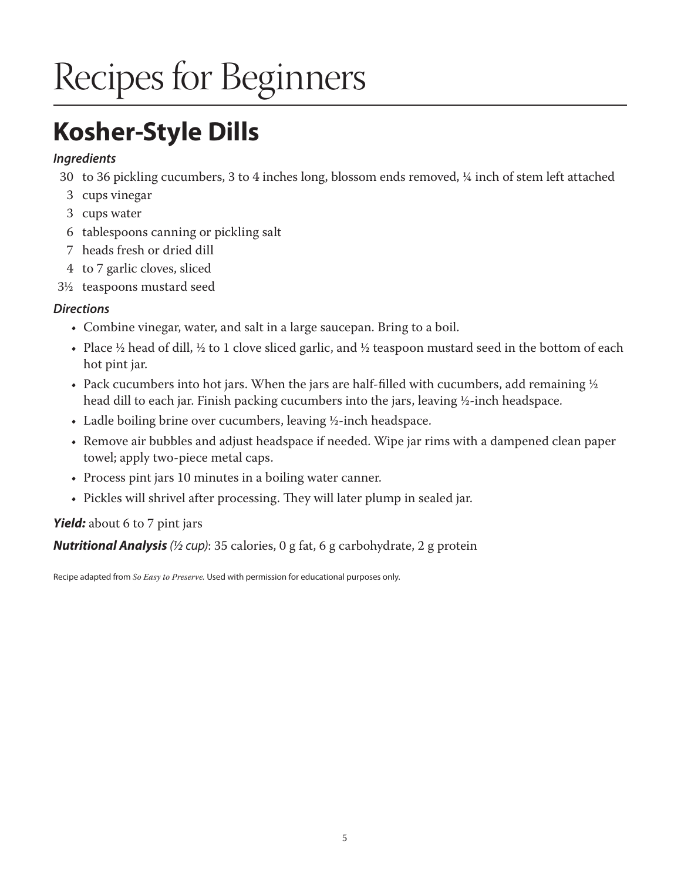# Recipes for Beginners

## Kosher-Style Dills

***Ingredients***

- 30 to 36 pickling cucumbers, 3 to 4 inches long, blossom ends removed, ¼ inch of stem left attached
- 3 cups vinegar
- 3 cups water
- 6 tablespoons canning or pickling salt
- 7 heads fresh or dried dill
- 4 to 7 garlic cloves, sliced
- 3½ teaspoons mustard seed

***Directions***

- Combine vinegar, water, and salt in a large saucepan. Bring to a boil.
- Place ½ head of dill, ½ to 1 clove sliced garlic, and ½ teaspoon mustard seed in the bottom of each hot pint jar.
- Pack cucumbers into hot jars. When the jars are half-filled with cucumbers, add remaining ½ head dill to each jar. Finish packing cucumbers into the jars, leaving ½-inch headspace.
- Ladle boiling brine over cucumbers, leaving ½-inch headspace.
- Remove air bubbles and adjust headspace if needed. Wipe jar rims with a dampened clean paper towel; apply two-piece metal caps.
- Process pint jars 10 minutes in a boiling water canner.
- Pickles will shrivel after processing. They will later plump in sealed jar.

***Yield:*** about 6 to 7 pint jars

***Nutritional Analysis*** *(½ cup)*: 35 calories, 0 g fat, 6 g carbohydrate, 2 g protein

Recipe adapted from *So Easy to Preserve.* Used with permission for educational purposes only.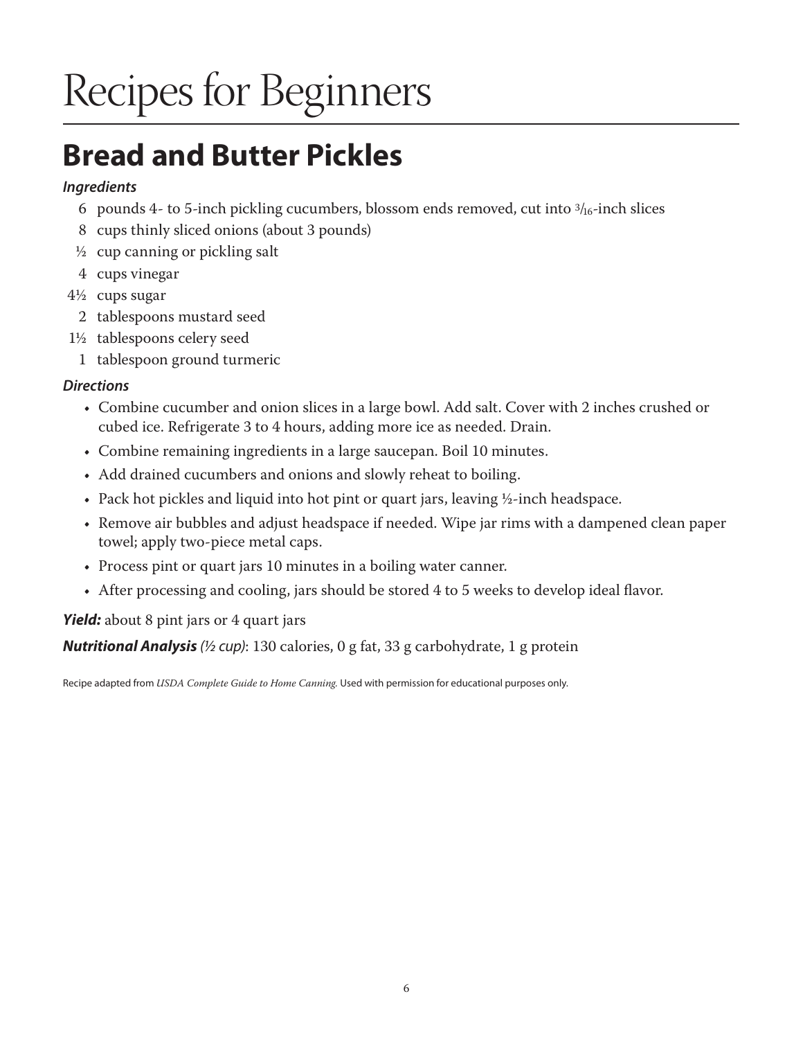# Recipes for Beginners

## Bread and Butter Pickles

***Ingredients***

- 6 pounds 4- to 5-inch pickling cucumbers, blossom ends removed, cut into 3/16-inch slices
- 8 cups thinly sliced onions (about 3 pounds)
- ½ cup canning or pickling salt
- 4 cups vinegar
- 4½ cups sugar
- 2 tablespoons mustard seed
- 1½ tablespoons celery seed
- 1 tablespoon ground turmeric

***Directions***

- Combine cucumber and onion slices in a large bowl. Add salt. Cover with 2 inches crushed or cubed ice. Refrigerate 3 to 4 hours, adding more ice as needed. Drain.
- Combine remaining ingredients in a large saucepan. Boil 10 minutes.
- Add drained cucumbers and onions and slowly reheat to boiling.
- Pack hot pickles and liquid into hot pint or quart jars, leaving ½-inch headspace.
- Remove air bubbles and adjust headspace if needed. Wipe jar rims with a dampened clean paper towel; apply two-piece metal caps.
- Process pint or quart jars 10 minutes in a boiling water canner.
- After processing and cooling, jars should be stored 4 to 5 weeks to develop ideal flavor.

***Yield:*** about 8 pint jars or 4 quart jars

***Nutritional Analysis*** *(½ cup)*: 130 calories, 0 g fat, 33 g carbohydrate, 1 g protein

Recipe adapted from *USDA Complete Guide to Home Canning.* Used with permission for educational purposes only.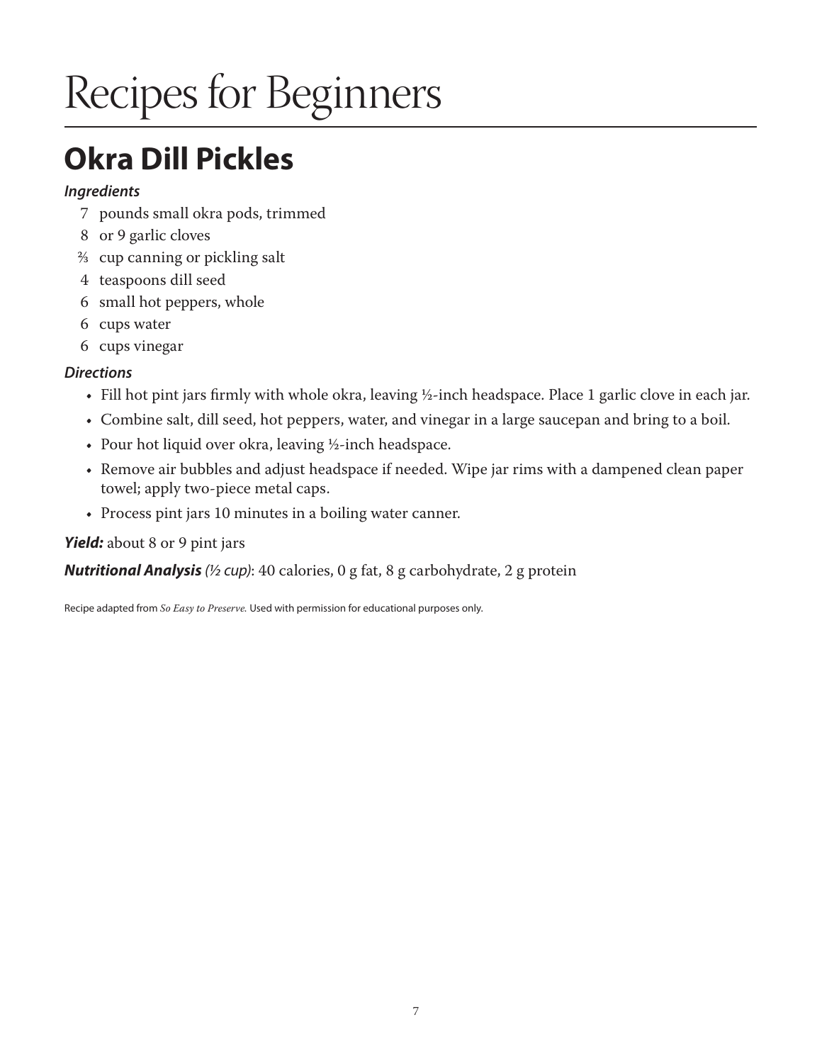# Recipes for Beginners

## Okra Dill Pickles

***Ingredients***

- 7 pounds small okra pods, trimmed
- 8 or 9 garlic cloves
- ⅔ cup canning or pickling salt
- 4 teaspoons dill seed
- 6 small hot peppers, whole
- 6 cups water
- 6 cups vinegar

***Directions***

- Fill hot pint jars firmly with whole okra, leaving ½-inch headspace. Place 1 garlic clove in each jar.
- Combine salt, dill seed, hot peppers, water, and vinegar in a large saucepan and bring to a boil.
- Pour hot liquid over okra, leaving ½-inch headspace.
- Remove air bubbles and adjust headspace if needed. Wipe jar rims with a dampened clean paper towel; apply two-piece metal caps.
- Process pint jars 10 minutes in a boiling water canner.

***Yield:*** about 8 or 9 pint jars

***Nutritional Analysis*** *(½ cup)*: 40 calories, 0 g fat, 8 g carbohydrate, 2 g protein

Recipe adapted from *So Easy to Preserve.* Used with permission for educational purposes only.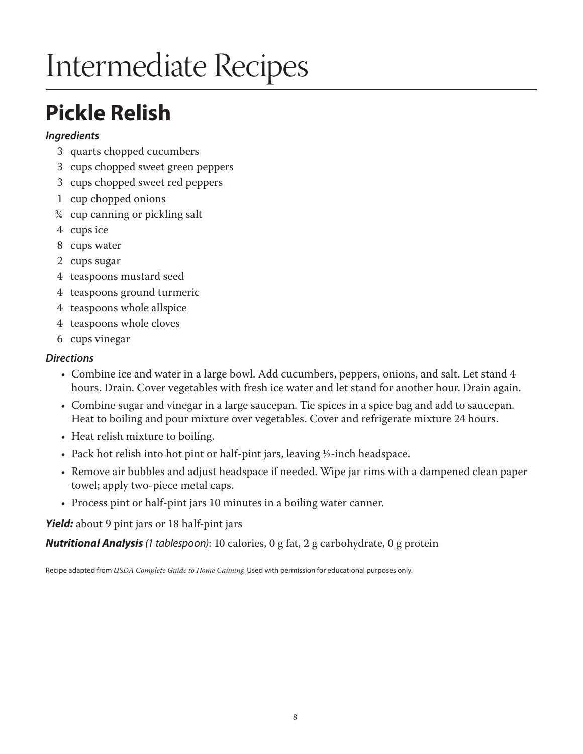# Intermediate Recipes

## Pickle Relish

***Ingredients***

- 3 quarts chopped cucumbers
- 3 cups chopped sweet green peppers
- 3 cups chopped sweet red peppers
- 1 cup chopped onions
- ¾ cup canning or pickling salt
- 4 cups ice
- 8 cups water
- 2 cups sugar
- 4 teaspoons mustard seed
- 4 teaspoons ground turmeric
- 4 teaspoons whole allspice
- 4 teaspoons whole cloves
- 6 cups vinegar

***Directions***

- Combine ice and water in a large bowl. Add cucumbers, peppers, onions, and salt. Let stand 4 hours. Drain. Cover vegetables with fresh ice water and let stand for another hour. Drain again.
- Combine sugar and vinegar in a large saucepan. Tie spices in a spice bag and add to saucepan. Heat to boiling and pour mixture over vegetables. Cover and refrigerate mixture 24 hours.
- Heat relish mixture to boiling.
- Pack hot relish into hot pint or half-pint jars, leaving ½-inch headspace.
- Remove air bubbles and adjust headspace if needed. Wipe jar rims with a dampened clean paper towel; apply two-piece metal caps.
- Process pint or half-pint jars 10 minutes in a boiling water canner.

***Yield:*** about 9 pint jars or 18 half-pint jars

***Nutritional Analysis*** *(1 tablespoon)*: 10 calories, 0 g fat, 2 g carbohydrate, 0 g protein

Recipe adapted from *USDA Complete Guide to Home Canning.* Used with permission for educational purposes only.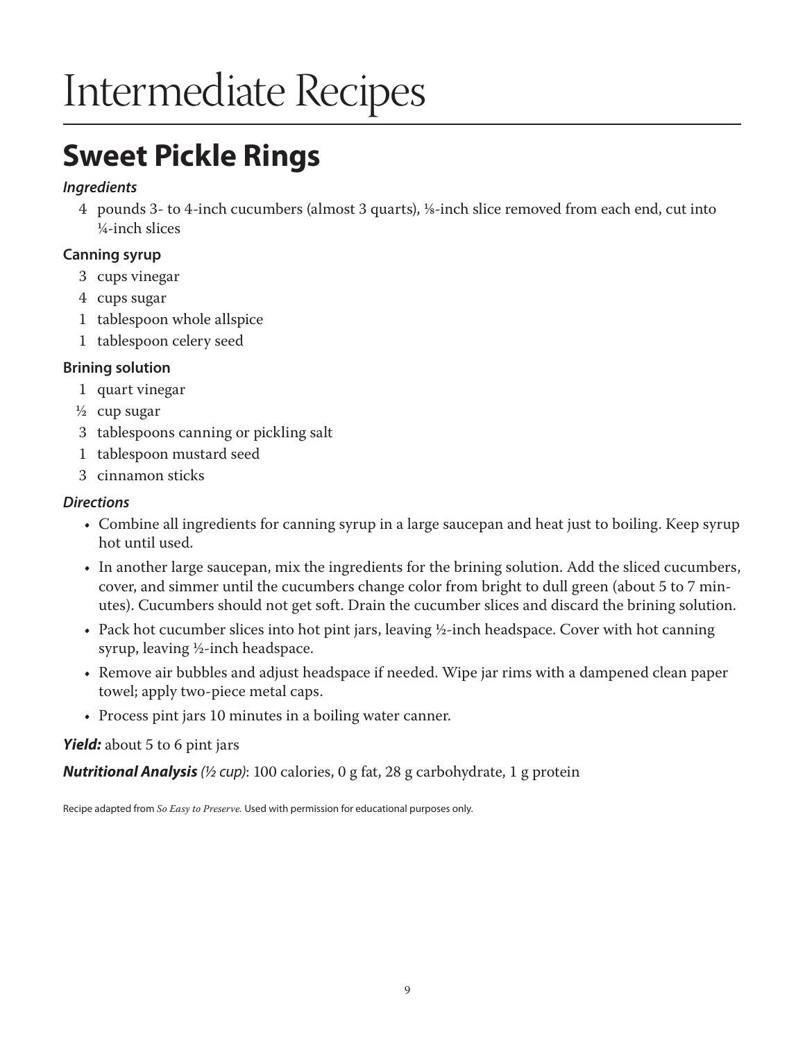# Intermediate Recipes

## Sweet Pickle Rings

***Ingredients***

- 4 pounds 3- to 4-inch cucumbers (almost 3 quarts), ⅛-inch slice removed from each end, cut into ¼-inch slices

**Canning syrup**

- 3 cups vinegar
- 4 cups sugar
- 1 tablespoon whole allspice
- 1 tablespoon celery seed

**Brining solution**

- 1 quart vinegar
- ½ cup sugar
- 3 tablespoons canning or pickling salt
- 1 tablespoon mustard seed
- 3 cinnamon sticks

***Directions***

- Combine all ingredients for canning syrup in a large saucepan and heat just to boiling. Keep syrup hot until used.
- In another large saucepan, mix the ingredients for the brining solution. Add the sliced cucumbers, cover, and simmer until the cucumbers change color from bright to dull green (about 5 to 7 minutes). Cucumbers should not get soft. Drain the cucumber slices and discard the brining solution.
- Pack hot cucumber slices into hot pint jars, leaving ½-inch headspace. Cover with hot canning syrup, leaving ½-inch headspace.
- Remove air bubbles and adjust headspace if needed. Wipe jar rims with a dampened clean paper towel; apply two-piece metal caps.
- Process pint jars 10 minutes in a boiling water canner.

***Yield:*** about 5 to 6 pint jars

***Nutritional Analysis*** *(½ cup)*: 100 calories, 0 g fat, 28 g carbohydrate, 1 g protein

Recipe adapted from *So Easy to Preserve.* Used with permission for educational purposes only.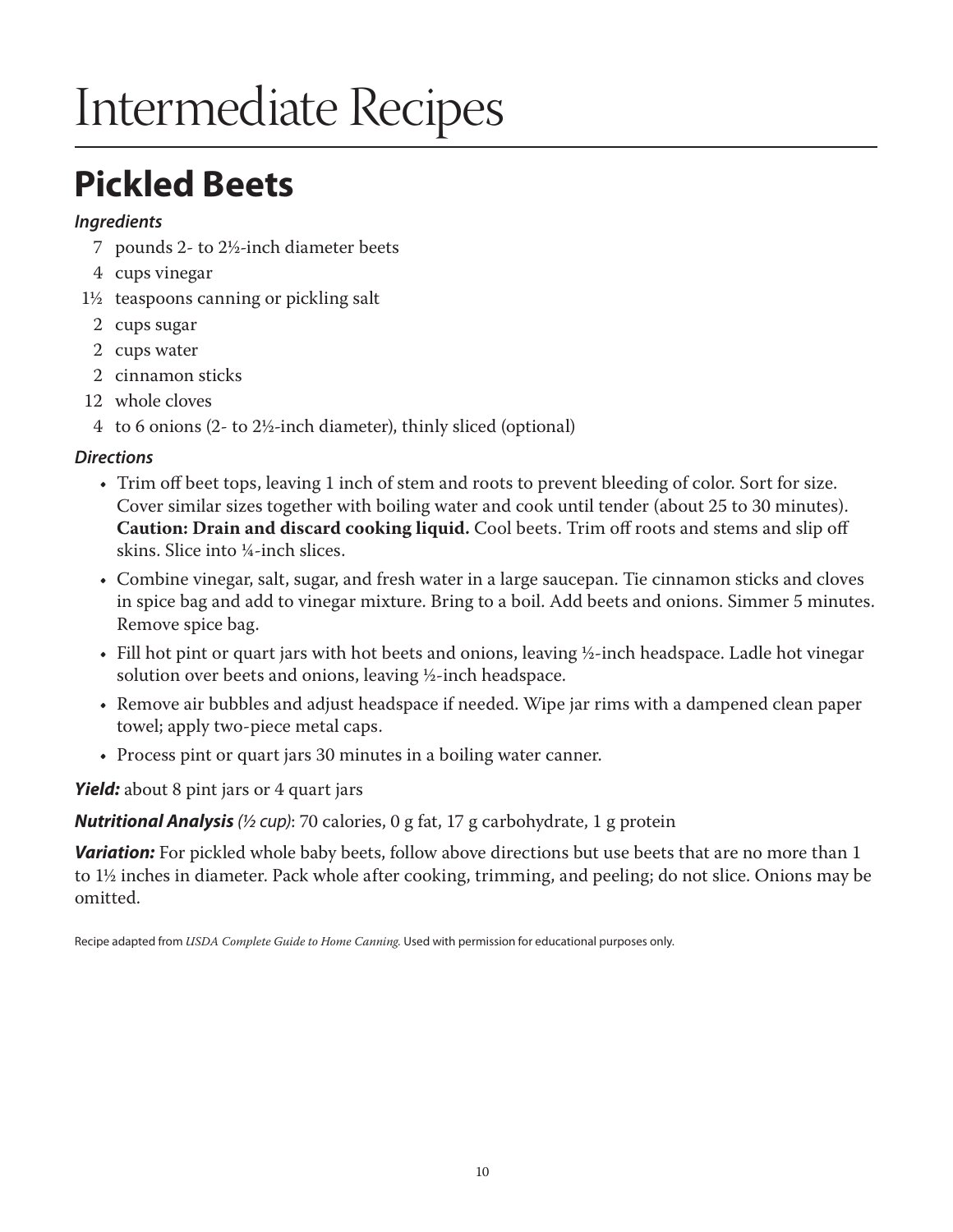# Intermediate Recipes

## Pickled Beets

***Ingredients***

- 7 pounds 2- to 2½-inch diameter beets
- 4 cups vinegar
- 1½ teaspoons canning or pickling salt
- 2 cups sugar
- 2 cups water
- 2 cinnamon sticks
- 12 whole cloves
- 4 to 6 onions (2- to 2½-inch diameter), thinly sliced (optional)

***Directions***

- Trim off beet tops, leaving 1 inch of stem and roots to prevent bleeding of color. Sort for size. Cover similar sizes together with boiling water and cook until tender (about 25 to 30 minutes). **Caution: Drain and discard cooking liquid.** Cool beets. Trim off roots and stems and slip off skins. Slice into ¼-inch slices.
- Combine vinegar, salt, sugar, and fresh water in a large saucepan. Tie cinnamon sticks and cloves in spice bag and add to vinegar mixture. Bring to a boil. Add beets and onions. Simmer 5 minutes. Remove spice bag.
- Fill hot pint or quart jars with hot beets and onions, leaving ½-inch headspace. Ladle hot vinegar solution over beets and onions, leaving ½-inch headspace.
- Remove air bubbles and adjust headspace if needed. Wipe jar rims with a dampened clean paper towel; apply two-piece metal caps.
- Process pint or quart jars 30 minutes in a boiling water canner.

***Yield:*** about 8 pint jars or 4 quart jars

***Nutritional Analysis*** *(½ cup)*: 70 calories, 0 g fat, 17 g carbohydrate, 1 g protein

***Variation:*** For pickled whole baby beets, follow above directions but use beets that are no more than 1 to 1½ inches in diameter. Pack whole after cooking, trimming, and peeling; do not slice. Onions may be omitted.

Recipe adapted from *USDA Complete Guide to Home Canning.* Used with permission for educational purposes only.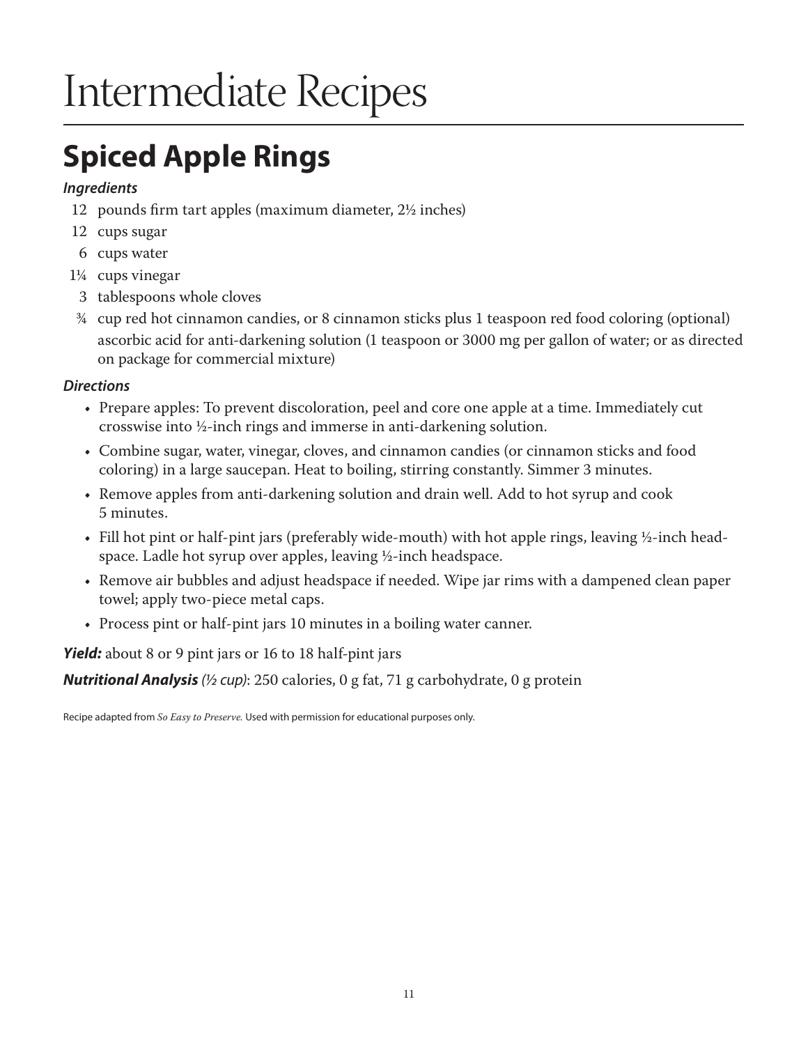# Intermediate Recipes

## Spiced Apple Rings

***Ingredients***

- 12 pounds firm tart apples (maximum diameter, 2½ inches)
- 12 cups sugar
- 6 cups water
- 1¼ cups vinegar
- 3 tablespoons whole cloves
- ¾ cup red hot cinnamon candies, or 8 cinnamon sticks plus 1 teaspoon red food coloring (optional)
- ascorbic acid for anti-darkening solution (1 teaspoon or 3000 mg per gallon of water; or as directed on package for commercial mixture)

***Directions***

- Prepare apples: To prevent discoloration, peel and core one apple at a time. Immediately cut crosswise into ½-inch rings and immerse in anti-darkening solution.
- Combine sugar, water, vinegar, cloves, and cinnamon candies (or cinnamon sticks and food coloring) in a large saucepan. Heat to boiling, stirring constantly. Simmer 3 minutes.
- Remove apples from anti-darkening solution and drain well. Add to hot syrup and cook 5 minutes.
- Fill hot pint or half-pint jars (preferably wide-mouth) with hot apple rings, leaving ½-inch headspace. Ladle hot syrup over apples, leaving ½-inch headspace.
- Remove air bubbles and adjust headspace if needed. Wipe jar rims with a dampened clean paper towel; apply two-piece metal caps.
- Process pint or half-pint jars 10 minutes in a boiling water canner.

***Yield:*** about 8 or 9 pint jars or 16 to 18 half-pint jars

***Nutritional Analysis** (½ cup)*: 250 calories, 0 g fat, 71 g carbohydrate, 0 g protein

Recipe adapted from *So Easy to Preserve.* Used with permission for educational purposes only.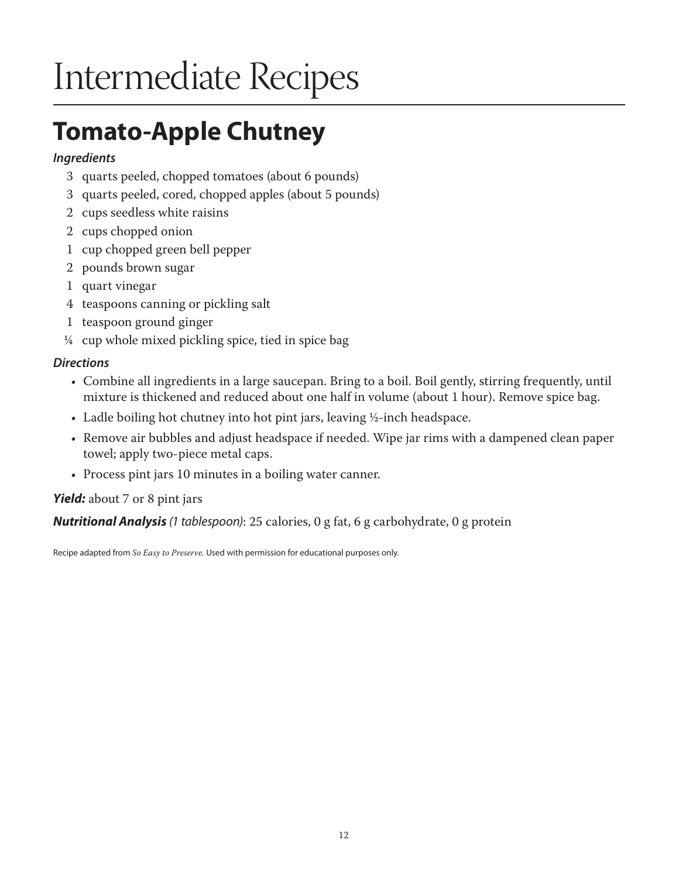# Intermediate Recipes

## Tomato-Apple Chutney

***Ingredients***

- 3 quarts peeled, chopped tomatoes (about 6 pounds)
- 3 quarts peeled, cored, chopped apples (about 5 pounds)
- 2 cups seedless white raisins
- 2 cups chopped onion
- 1 cup chopped green bell pepper
- 2 pounds brown sugar
- 1 quart vinegar
- 4 teaspoons canning or pickling salt
- 1 teaspoon ground ginger
- ¼ cup whole mixed pickling spice, tied in spice bag

***Directions***

- Combine all ingredients in a large saucepan. Bring to a boil. Boil gently, stirring frequently, until mixture is thickened and reduced about one half in volume (about 1 hour). Remove spice bag.
- Ladle boiling hot chutney into hot pint jars, leaving ½-inch headspace.
- Remove air bubbles and adjust headspace if needed. Wipe jar rims with a dampened clean paper towel; apply two-piece metal caps.
- Process pint jars 10 minutes in a boiling water canner.

***Yield:*** about 7 or 8 pint jars

***Nutritional Analysis*** *(1 tablespoon)*: 25 calories, 0 g fat, 6 g carbohydrate, 0 g protein

Recipe adapted from *So Easy to Preserve.* Used with permission for educational purposes only.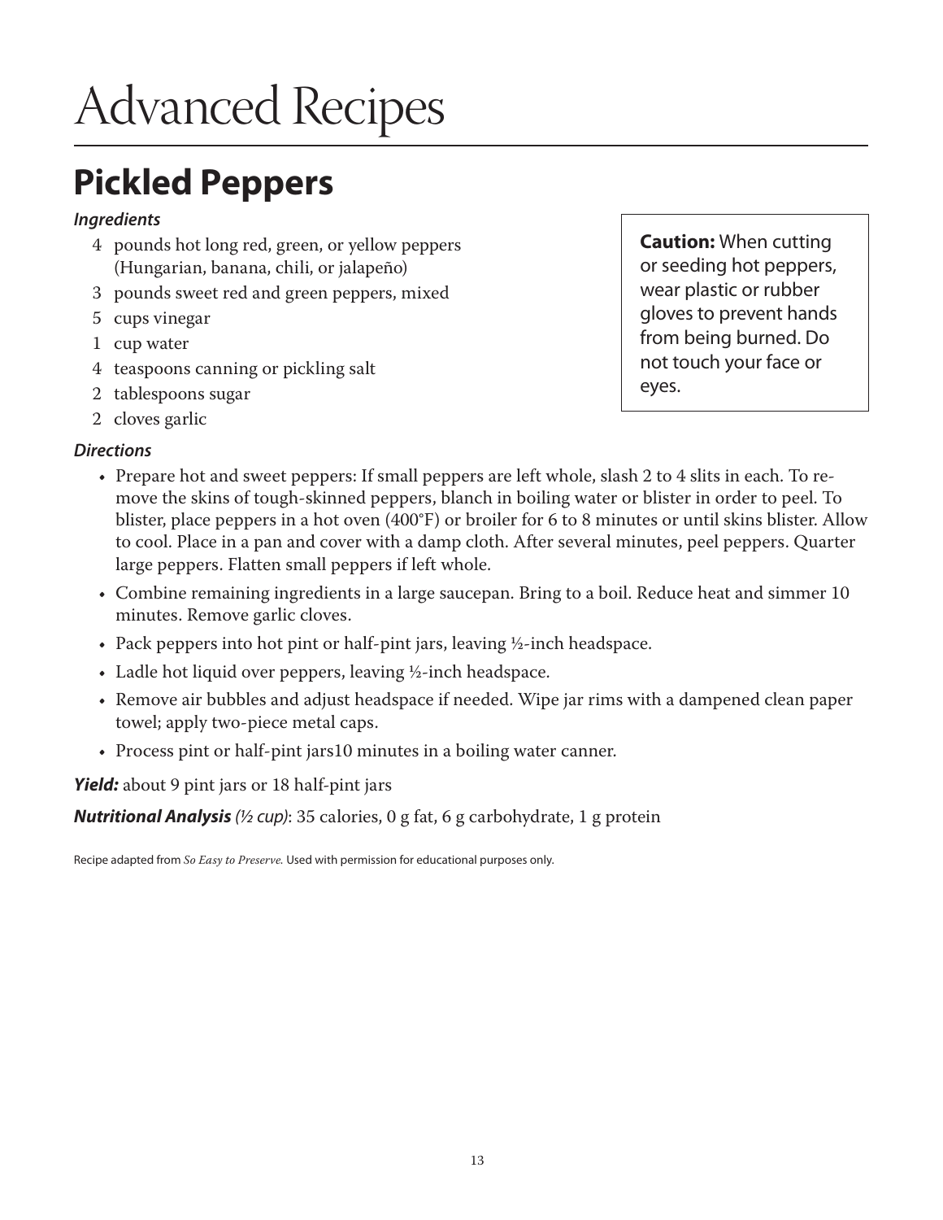# Advanced Recipes

## Pickled Peppers

***Ingredients***

- 4 pounds hot long red, green, or yellow peppers (Hungarian, banana, chili, or jalapeño)
- 3 pounds sweet red and green peppers, mixed
- 5 cups vinegar
- 1 cup water
- 4 teaspoons canning or pickling salt
- 2 tablespoons sugar
- 2 cloves garlic

**Caution:** When cutting or seeding hot peppers, wear plastic or rubber gloves to prevent hands from being burned. Do not touch your face or eyes.

***Directions***

- Prepare hot and sweet peppers: If small peppers are left whole, slash 2 to 4 slits in each. To remove the skins of tough-skinned peppers, blanch in boiling water or blister in order to peel. To blister, place peppers in a hot oven (400°F) or broiler for 6 to 8 minutes or until skins blister. Allow to cool. Place in a pan and cover with a damp cloth. After several minutes, peel peppers. Quarter large peppers. Flatten small peppers if left whole.
- Combine remaining ingredients in a large saucepan. Bring to a boil. Reduce heat and simmer 10 minutes. Remove garlic cloves.
- Pack peppers into hot pint or half-pint jars, leaving ½-inch headspace.
- Ladle hot liquid over peppers, leaving ½-inch headspace.
- Remove air bubbles and adjust headspace if needed. Wipe jar rims with a dampened clean paper towel; apply two-piece metal caps.
- Process pint or half-pint jars10 minutes in a boiling water canner.

***Yield:*** about 9 pint jars or 18 half-pint jars

***Nutritional Analysis*** *(½ cup)*: 35 calories, 0 g fat, 6 g carbohydrate, 1 g protein

Recipe adapted from *So Easy to Preserve.* Used with permission for educational purposes only.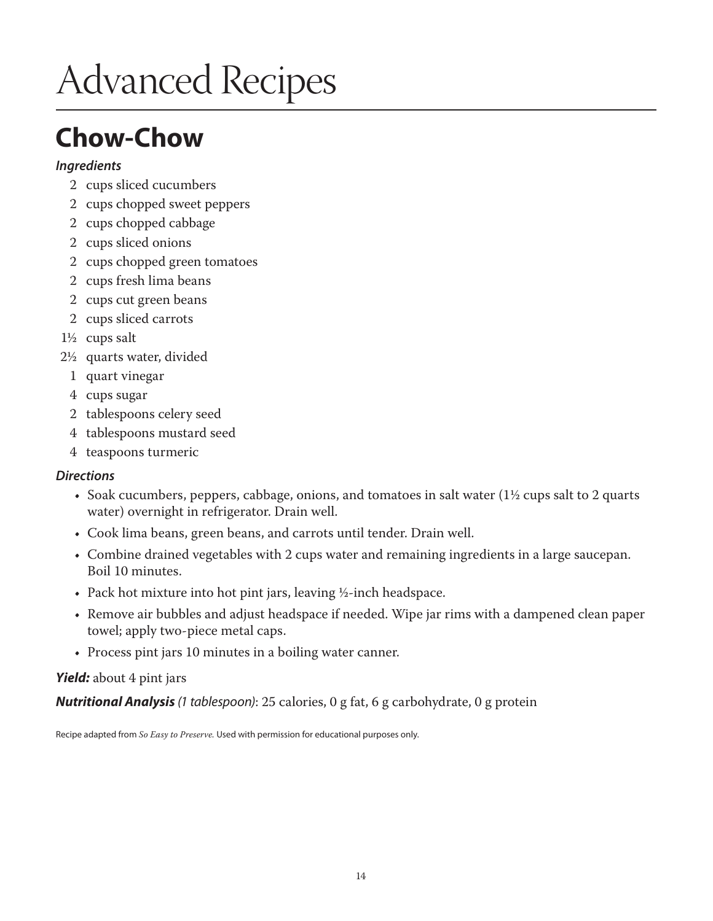# Advanced Recipes

## Chow-Chow

***Ingredients***

- 2 cups sliced cucumbers
- 2 cups chopped sweet peppers
- 2 cups chopped cabbage
- 2 cups sliced onions
- 2 cups chopped green tomatoes
- 2 cups fresh lima beans
- 2 cups cut green beans
- 2 cups sliced carrots
- 1½ cups salt
- 2½ quarts water, divided
- 1 quart vinegar
- 4 cups sugar
- 2 tablespoons celery seed
- 4 tablespoons mustard seed
- 4 teaspoons turmeric

***Directions***

- Soak cucumbers, peppers, cabbage, onions, and tomatoes in salt water (1½ cups salt to 2 quarts water) overnight in refrigerator. Drain well.
- Cook lima beans, green beans, and carrots until tender. Drain well.
- Combine drained vegetables with 2 cups water and remaining ingredients in a large saucepan. Boil 10 minutes.
- Pack hot mixture into hot pint jars, leaving ½-inch headspace.
- Remove air bubbles and adjust headspace if needed. Wipe jar rims with a dampened clean paper towel; apply two-piece metal caps.
- Process pint jars 10 minutes in a boiling water canner.

***Yield:*** about 4 pint jars

***Nutritional Analysis*** *(1 tablespoon)*: 25 calories, 0 g fat, 6 g carbohydrate, 0 g protein

Recipe adapted from *So Easy to Preserve.* Used with permission for educational purposes only.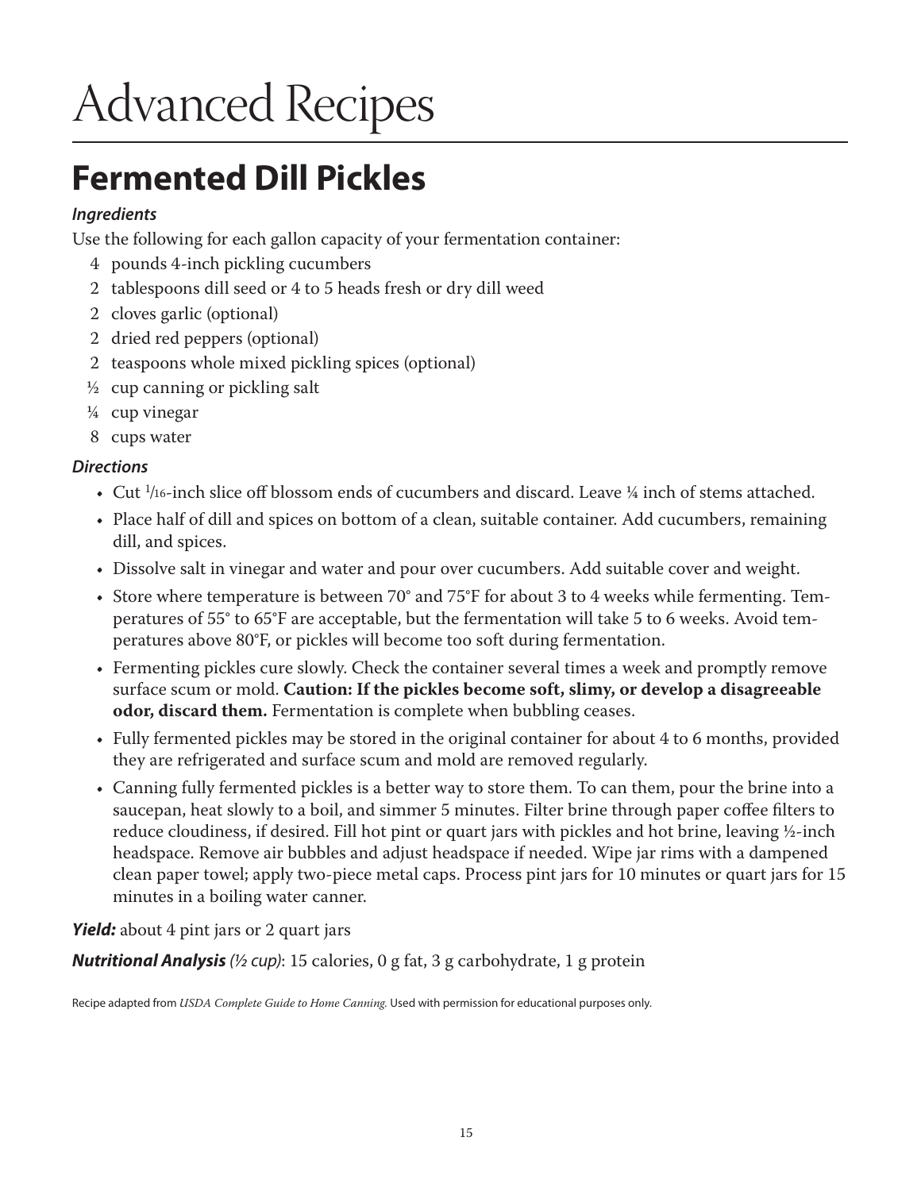# Advanced Recipes

## Fermented Dill Pickles

***Ingredients***

Use the following for each gallon capacity of your fermentation container:

- 4 pounds 4-inch pickling cucumbers
- 2 tablespoons dill seed or 4 to 5 heads fresh or dry dill weed
- 2 cloves garlic (optional)
- 2 dried red peppers (optional)
- 2 teaspoons whole mixed pickling spices (optional)
- ½ cup canning or pickling salt
- ¼ cup vinegar
- 8 cups water

***Directions***

- Cut 1/16-inch slice off blossom ends of cucumbers and discard. Leave ¼ inch of stems attached.
- Place half of dill and spices on bottom of a clean, suitable container. Add cucumbers, remaining dill, and spices.
- Dissolve salt in vinegar and water and pour over cucumbers. Add suitable cover and weight.
- Store where temperature is between 70° and 75°F for about 3 to 4 weeks while fermenting. Temperatures of 55° to 65°F are acceptable, but the fermentation will take 5 to 6 weeks. Avoid temperatures above 80°F, or pickles will become too soft during fermentation.
- Fermenting pickles cure slowly. Check the container several times a week and promptly remove surface scum or mold. **Caution: If the pickles become soft, slimy, or develop a disagreeable odor, discard them.** Fermentation is complete when bubbling ceases.
- Fully fermented pickles may be stored in the original container for about 4 to 6 months, provided they are refrigerated and surface scum and mold are removed regularly.
- Canning fully fermented pickles is a better way to store them. To can them, pour the brine into a saucepan, heat slowly to a boil, and simmer 5 minutes. Filter brine through paper coffee filters to reduce cloudiness, if desired. Fill hot pint or quart jars with pickles and hot brine, leaving ½-inch headspace. Remove air bubbles and adjust headspace if needed. Wipe jar rims with a dampened clean paper towel; apply two-piece metal caps. Process pint jars for 10 minutes or quart jars for 15 minutes in a boiling water canner.

***Yield:*** about 4 pint jars or 2 quart jars

***Nutritional Analysis*** *(½ cup)*: 15 calories, 0 g fat, 3 g carbohydrate, 1 g protein

Recipe adapted from *USDA Complete Guide to Home Canning.* Used with permission for educational purposes only.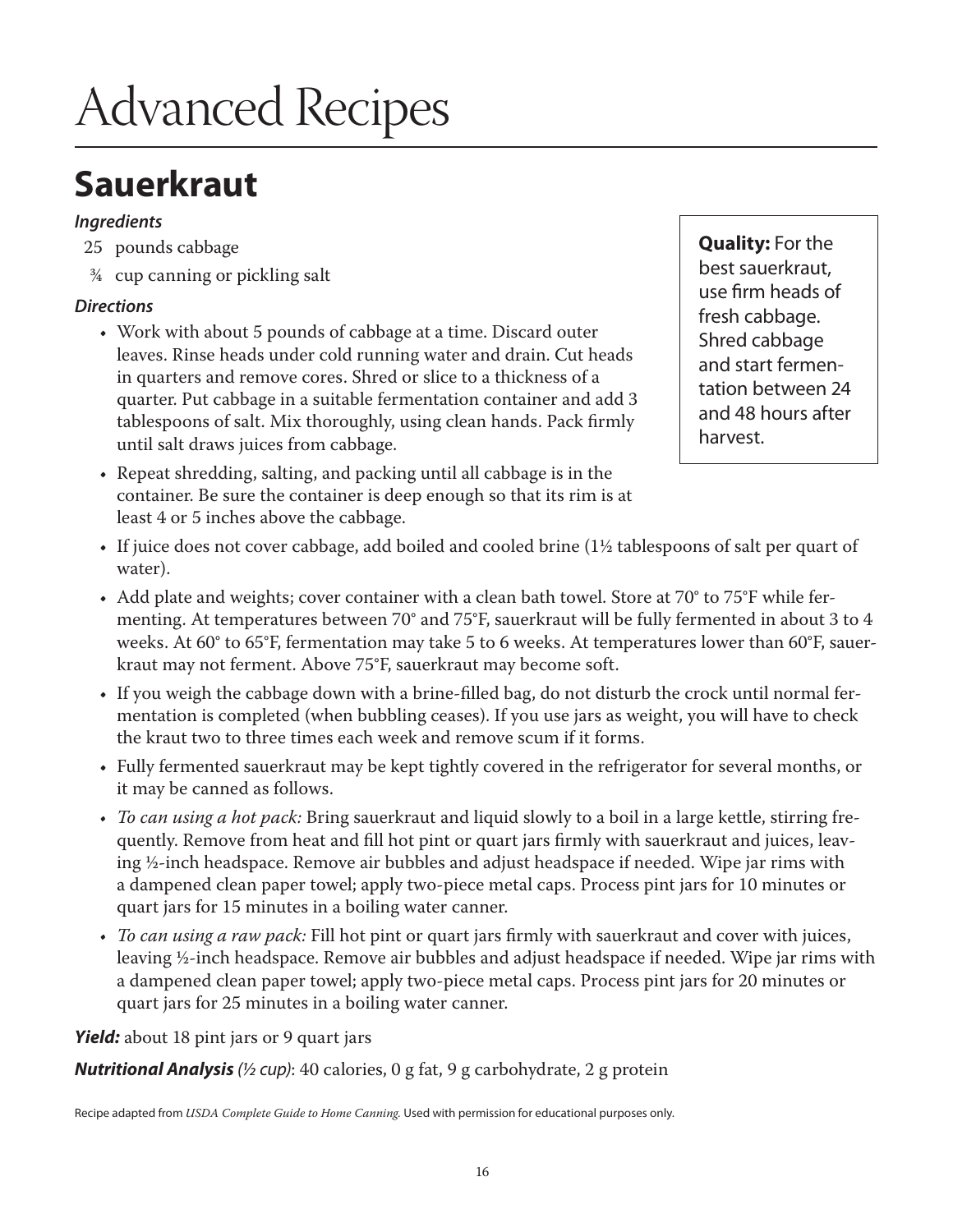# Advanced Recipes

## Sauerkraut

***Ingredients***

- 25 pounds cabbage
- ¾ cup canning or pickling salt

***Directions***

- Work with about 5 pounds of cabbage at a time. Discard outer leaves. Rinse heads under cold running water and drain. Cut heads in quarters and remove cores. Shred or slice to a thickness of a quarter. Put cabbage in a suitable fermentation container and add 3 tablespoons of salt. Mix thoroughly, using clean hands. Pack firmly until salt draws juices from cabbage.
- Repeat shredding, salting, and packing until all cabbage is in the container. Be sure the container is deep enough so that its rim is at least 4 or 5 inches above the cabbage.
- If juice does not cover cabbage, add boiled and cooled brine (1½ tablespoons of salt per quart of water).
- Add plate and weights; cover container with a clean bath towel. Store at 70° to 75°F while fermenting. At temperatures between 70° and 75°F, sauerkraut will be fully fermented in about 3 to 4 weeks. At 60° to 65°F, fermentation may take 5 to 6 weeks. At temperatures lower than 60°F, sauerkraut may not ferment. Above 75°F, sauerkraut may become soft.
- If you weigh the cabbage down with a brine-filled bag, do not disturb the crock until normal fermentation is completed (when bubbling ceases). If you use jars as weight, you will have to check the kraut two to three times each week and remove scum if it forms.
- Fully fermented sauerkraut may be kept tightly covered in the refrigerator for several months, or it may be canned as follows.
- *To can using a hot pack:* Bring sauerkraut and liquid slowly to a boil in a large kettle, stirring frequently. Remove from heat and fill hot pint or quart jars firmly with sauerkraut and juices, leaving ½-inch headspace. Remove air bubbles and adjust headspace if needed. Wipe jar rims with a dampened clean paper towel; apply two-piece metal caps. Process pint jars for 10 minutes or quart jars for 15 minutes in a boiling water canner.
- *To can using a raw pack:* Fill hot pint or quart jars firmly with sauerkraut and cover with juices, leaving ½-inch headspace. Remove air bubbles and adjust headspace if needed. Wipe jar rims with a dampened clean paper towel; apply two-piece metal caps. Process pint jars for 20 minutes or quart jars for 25 minutes in a boiling water canner.

> **Quality:** For the best sauerkraut, use firm heads of fresh cabbage. Shred cabbage and start fermentation between 24 and 48 hours after harvest.

***Yield:*** about 18 pint jars or 9 quart jars

***Nutritional Analysis*** *(½ cup)*: 40 calories, 0 g fat, 9 g carbohydrate, 2 g protein

Recipe adapted from *USDA Complete Guide to Home Canning.* Used with permission for educational purposes only.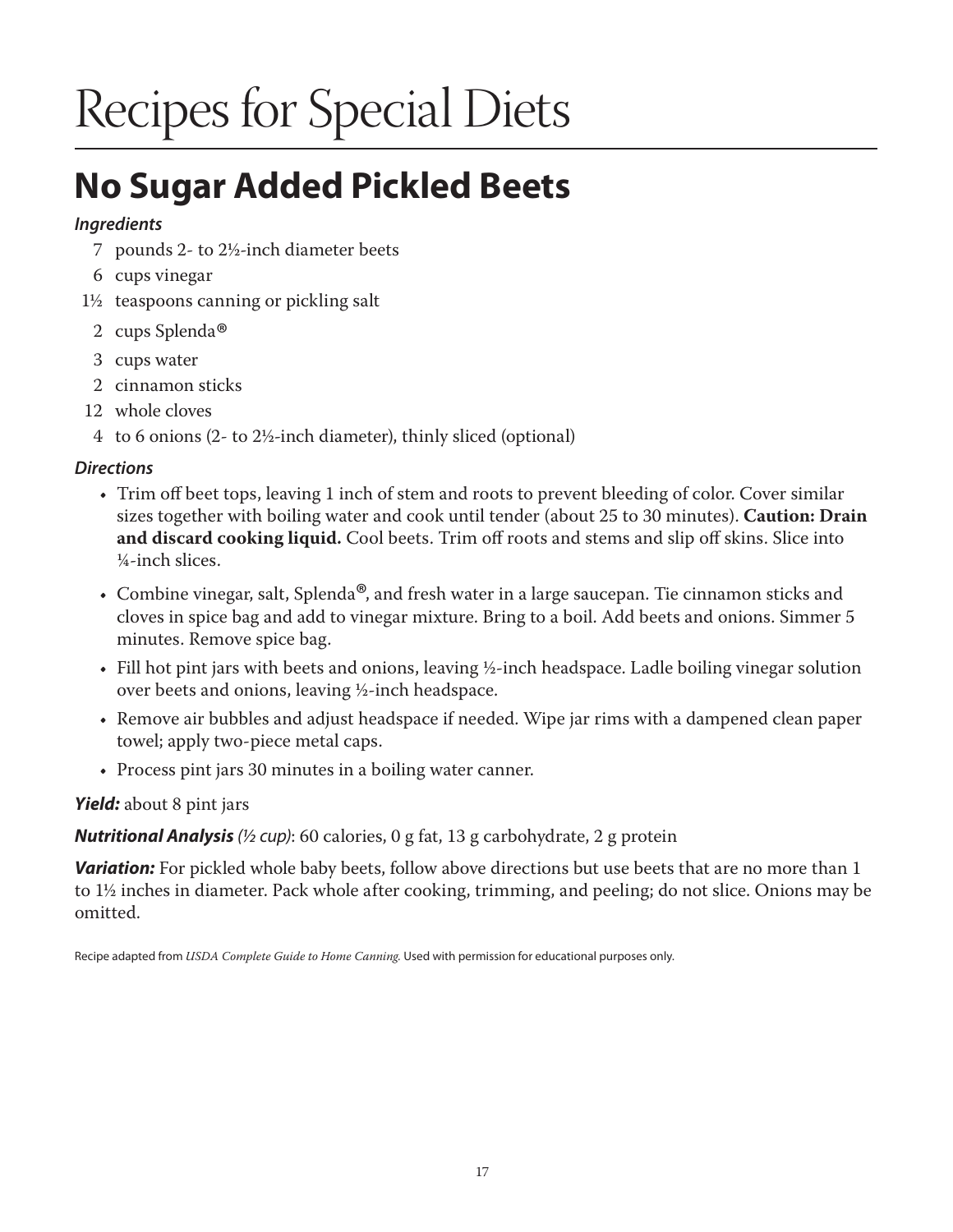# Recipes for Special Diets

## No Sugar Added Pickled Beets

***Ingredients***

- 7 pounds 2- to 2½-inch diameter beets
- 6 cups vinegar
- 1½ teaspoons canning or pickling salt
- 2 cups Splenda®
- 3 cups water
- 2 cinnamon sticks
- 12 whole cloves
- 4 to 6 onions (2- to 2½-inch diameter), thinly sliced (optional)

***Directions***

- Trim off beet tops, leaving 1 inch of stem and roots to prevent bleeding of color. Cover similar sizes together with boiling water and cook until tender (about 25 to 30 minutes). **Caution: Drain and discard cooking liquid.** Cool beets. Trim off roots and stems and slip off skins. Slice into ¼-inch slices.
- Combine vinegar, salt, Splenda®, and fresh water in a large saucepan. Tie cinnamon sticks and cloves in spice bag and add to vinegar mixture. Bring to a boil. Add beets and onions. Simmer 5 minutes. Remove spice bag.
- Fill hot pint jars with beets and onions, leaving ½-inch headspace. Ladle boiling vinegar solution over beets and onions, leaving ½-inch headspace.
- Remove air bubbles and adjust headspace if needed. Wipe jar rims with a dampened clean paper towel; apply two-piece metal caps.
- Process pint jars 30 minutes in a boiling water canner.

***Yield:*** about 8 pint jars

***Nutritional Analysis*** *(½ cup)*: 60 calories, 0 g fat, 13 g carbohydrate, 2 g protein

***Variation:*** For pickled whole baby beets, follow above directions but use beets that are no more than 1 to 1½ inches in diameter. Pack whole after cooking, trimming, and peeling; do not slice. Onions may be omitted.

Recipe adapted from *USDA Complete Guide to Home Canning.* Used with permission for educational purposes only.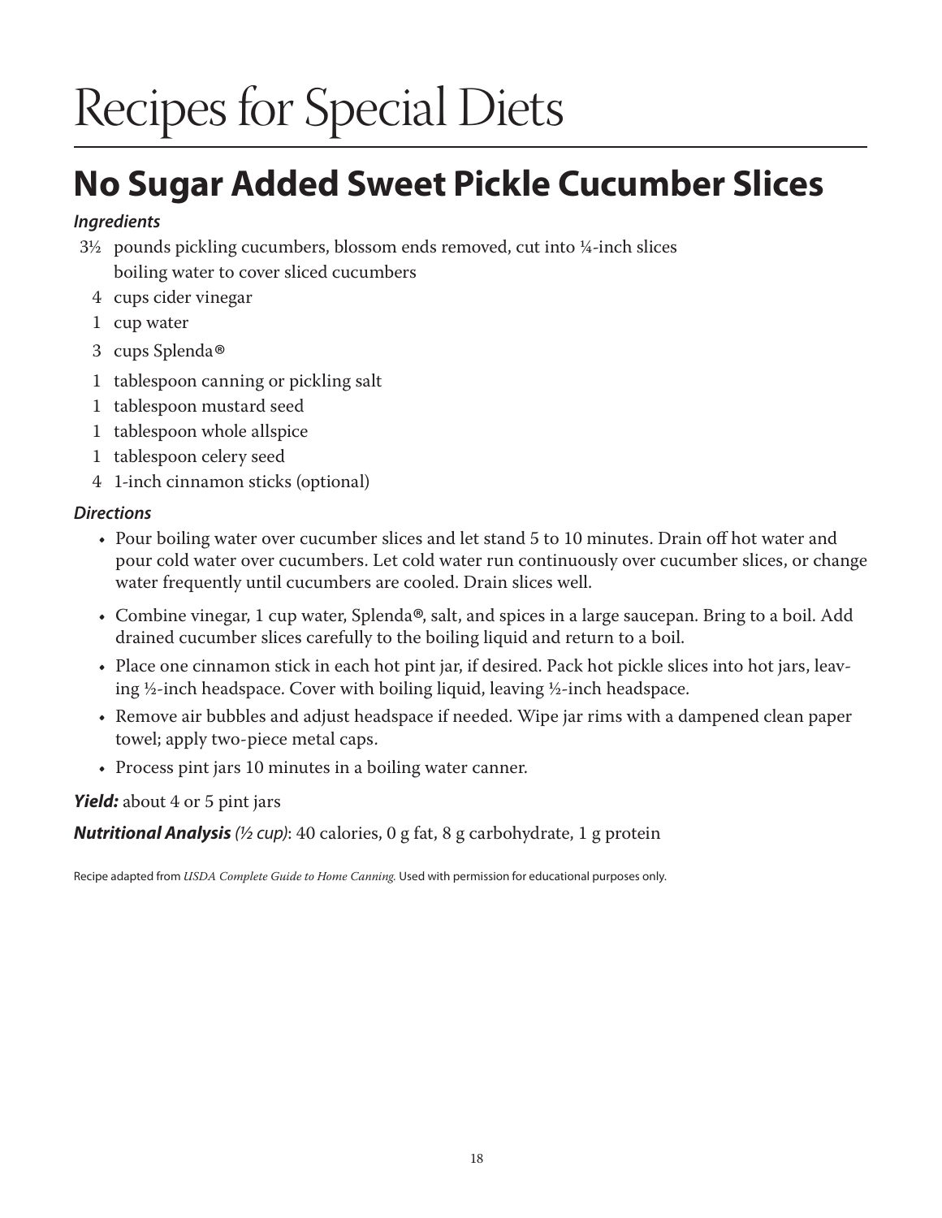# Recipes for Special Diets

## No Sugar Added Sweet Pickle Cucumber Slices

***Ingredients***

- 3½ pounds pickling cucumbers, blossom ends removed, cut into ¼-inch slices
  boiling water to cover sliced cucumbers
- 4 cups cider vinegar
- 1 cup water
- 3 cups Splenda®
- 1 tablespoon canning or pickling salt
- 1 tablespoon mustard seed
- 1 tablespoon whole allspice
- 1 tablespoon celery seed
- 4 1-inch cinnamon sticks (optional)

***Directions***

- Pour boiling water over cucumber slices and let stand 5 to 10 minutes. Drain off hot water and pour cold water over cucumbers. Let cold water run continuously over cucumber slices, or change water frequently until cucumbers are cooled. Drain slices well.
- Combine vinegar, 1 cup water, Splenda®, salt, and spices in a large saucepan. Bring to a boil. Add drained cucumber slices carefully to the boiling liquid and return to a boil.
- Place one cinnamon stick in each hot pint jar, if desired. Pack hot pickle slices into hot jars, leaving ½-inch headspace. Cover with boiling liquid, leaving ½-inch headspace.
- Remove air bubbles and adjust headspace if needed. Wipe jar rims with a dampened clean paper towel; apply two-piece metal caps.
- Process pint jars 10 minutes in a boiling water canner.

***Yield:*** about 4 or 5 pint jars

***Nutritional Analysis*** *(½ cup)*: 40 calories, 0 g fat, 8 g carbohydrate, 1 g protein

Recipe adapted from *USDA Complete Guide to Home Canning.* Used with permission for educational purposes only.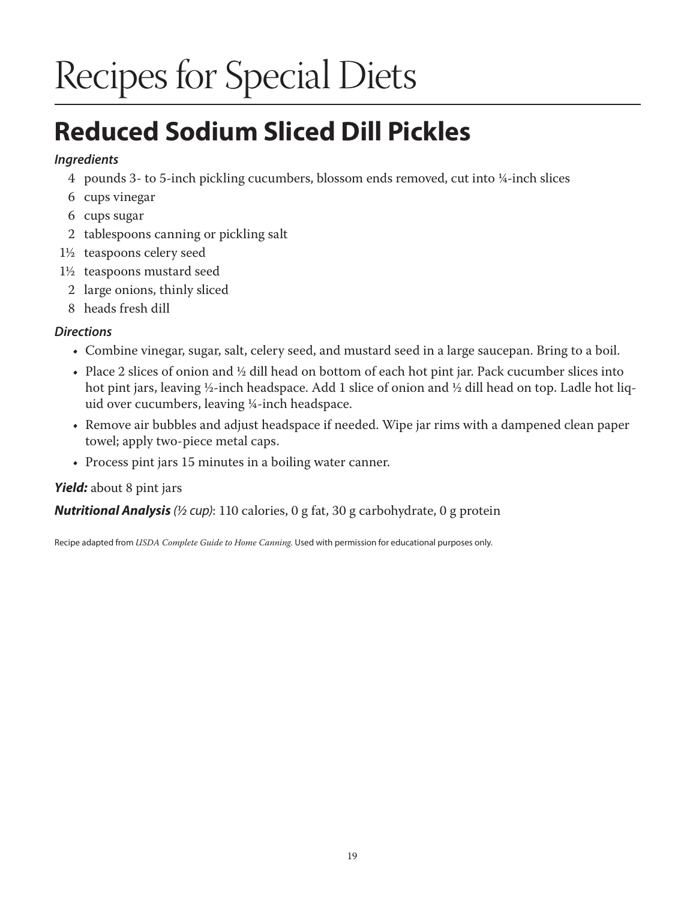# Recipes for Special Diets

## Reduced Sodium Sliced Dill Pickles

***Ingredients***

- 4 pounds 3- to 5-inch pickling cucumbers, blossom ends removed, cut into ¼-inch slices
- 6 cups vinegar
- 6 cups sugar
- 2 tablespoons canning or pickling salt
- 1½ teaspoons celery seed
- 1½ teaspoons mustard seed
- 2 large onions, thinly sliced
- 8 heads fresh dill

***Directions***

- Combine vinegar, sugar, salt, celery seed, and mustard seed in a large saucepan. Bring to a boil.
- Place 2 slices of onion and ½ dill head on bottom of each hot pint jar. Pack cucumber slices into hot pint jars, leaving ½-inch headspace. Add 1 slice of onion and ½ dill head on top. Ladle hot liquid over cucumbers, leaving ¼-inch headspace.
- Remove air bubbles and adjust headspace if needed. Wipe jar rims with a dampened clean paper towel; apply two-piece metal caps.
- Process pint jars 15 minutes in a boiling water canner.

***Yield:*** about 8 pint jars

***Nutritional Analysis** (½ cup)*: 110 calories, 0 g fat, 30 g carbohydrate, 0 g protein

Recipe adapted from *USDA Complete Guide to Home Canning.* Used with permission for educational purposes only.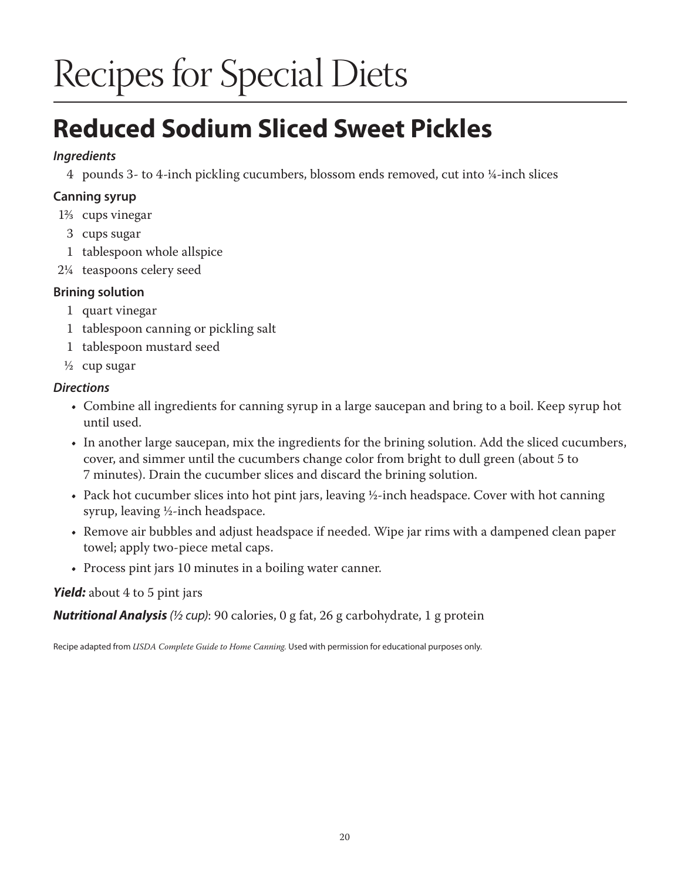# Recipes for Special Diets

## Reduced Sodium Sliced Sweet Pickles

### *Ingredients*

- 4 pounds 3- to 4-inch pickling cucumbers, blossom ends removed, cut into ¼-inch slices

#### Canning syrup

- 1⅔ cups vinegar
- 3 cups sugar
- 1 tablespoon whole allspice
- 2¼ teaspoons celery seed

#### Brining solution

- 1 quart vinegar
- 1 tablespoon canning or pickling salt
- 1 tablespoon mustard seed
- ½ cup sugar

### *Directions*

- Combine all ingredients for canning syrup in a large saucepan and bring to a boil. Keep syrup hot until used.
- In another large saucepan, mix the ingredients for the brining solution. Add the sliced cucumbers, cover, and simmer until the cucumbers change color from bright to dull green (about 5 to 7 minutes). Drain the cucumber slices and discard the brining solution.
- Pack hot cucumber slices into hot pint jars, leaving ½-inch headspace. Cover with hot canning syrup, leaving ½-inch headspace.
- Remove air bubbles and adjust headspace if needed. Wipe jar rims with a dampened clean paper towel; apply two-piece metal caps.
- Process pint jars 10 minutes in a boiling water canner.

***Yield:*** about 4 to 5 pint jars

***Nutritional Analysis*** *(½ cup)*: 90 calories, 0 g fat, 26 g carbohydrate, 1 g protein

Recipe adapted from *USDA Complete Guide to Home Canning.* Used with permission for educational purposes only.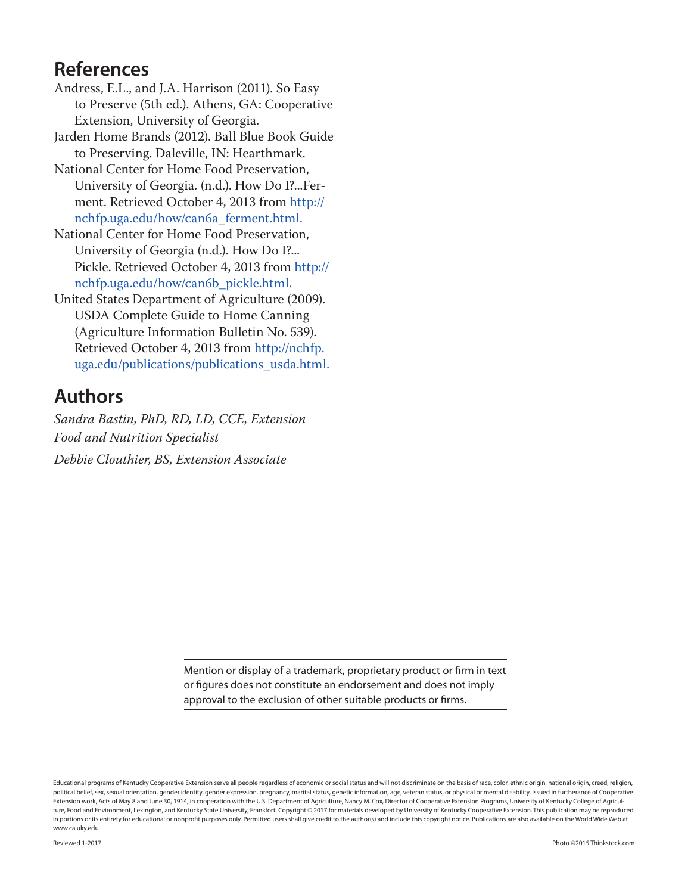## References

Andress, E.L., and J.A. Harrison (2011). So Easy to Preserve (5th ed.). Athens, GA: Cooperative Extension, University of Georgia.

Jarden Home Brands (2012). Ball Blue Book Guide to Preserving. Daleville, IN: Hearthmark.

National Center for Home Food Preservation, University of Georgia. (n.d.). How Do I?...Ferment. Retrieved October 4, 2013 from http://nchfp.uga.edu/how/can6a_ferment.html.

National Center for Home Food Preservation, University of Georgia (n.d.). How Do I?... Pickle. Retrieved October 4, 2013 from http://nchfp.uga.edu/how/can6b_pickle.html.

United States Department of Agriculture (2009). USDA Complete Guide to Home Canning (Agriculture Information Bulletin No. 539). Retrieved October 4, 2013 from http://nchfp.uga.edu/publications/publications_usda.html.

## Authors

*Sandra Bastin, PhD, RD, LD, CCE, Extension Food and Nutrition Specialist*

*Debbie Clouthier, BS, Extension Associate*

Mention or display of a trademark, proprietary product or firm in text or figures does not constitute an endorsement and does not imply approval to the exclusion of other suitable products or firms.

Educational programs of Kentucky Cooperative Extension serve all people regardless of economic or social status and will not discriminate on the basis of race, color, ethnic origin, national origin, creed, religion, political belief, sex, sexual orientation, gender identity, gender expression, pregnancy, marital status, genetic information, age, veteran status, or physical or mental disability. Issued in furtherance of Cooperative Extension work, Acts of May 8 and June 30, 1914, in cooperation with the U.S. Department of Agriculture, Nancy M. Cox, Director of Cooperative Extension Programs, University of Kentucky College of Agriculture, Food and Environment, Lexington, and Kentucky State University, Frankfort. Copyright © 2017 for materials developed by University of Kentucky Cooperative Extension. This publication may be reproduced in portions or its entirety for educational or nonprofit purposes only. Permitted users shall give credit to the author(s) and include this copyright notice. Publications are also available on the World Wide Web at www.ca.uky.edu.

Reviewed 1-2017

Photo ©2015 Thinkstock.com